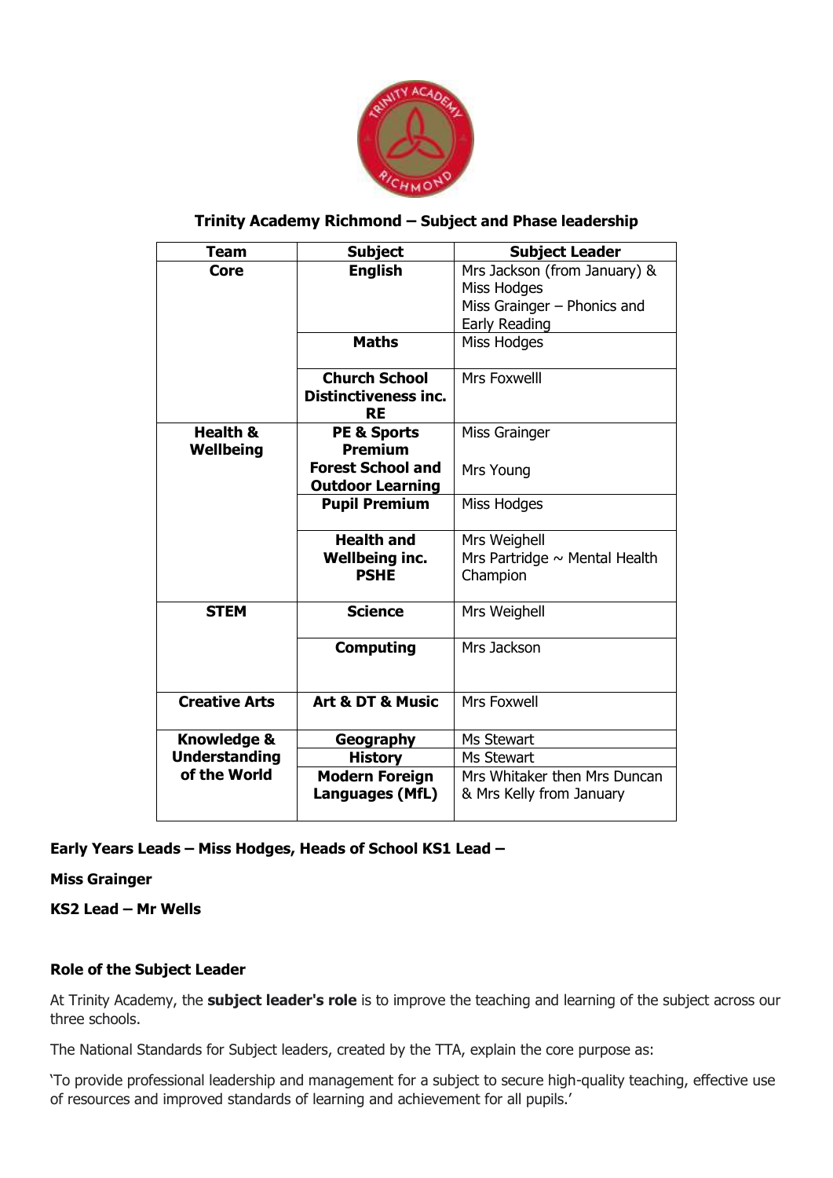## Trinity Academy Richmond – Subject and Phase leadership

| Team | Subject | Subject Leader |
|---|---|---|
| **Core** | **English** | Mrs Jackson (from January) & Miss Hodges<br>Miss Grainger – Phonics and Early Reading |
| | **Maths** | Miss Hodges |
| | **Church School Distinctiveness inc. RE** | Mrs Foxwelll |
| **Health & Wellbeing** | **PE & Sports Premium**<br>**Forest School and Outdoor Learning** | Miss Grainger<br>Mrs Young |
| | **Pupil Premium** | Miss Hodges |
| | **Health and Wellbeing inc. PSHE** | Mrs Weighell<br>Mrs Partridge ~ Mental Health Champion |
| **STEM** | **Science** | Mrs Weighell |
| | **Computing** | Mrs Jackson |
| **Creative Arts** | **Art & DT & Music** | Mrs Foxwell |
| **Knowledge & Understanding of the World** | **Geography** | Ms Stewart |
| | **History** | Ms Stewart |
| | **Modern Foreign Languages (MfL)** | Mrs Whitaker then Mrs Duncan & Mrs Kelly from January |

**Early Years Leads – Miss Hodges, Heads of School KS1 Lead –**

**Miss Grainger**

**KS2 Lead – Mr Wells**

### Role of the Subject Leader

At Trinity Academy, the **subject leader's role** is to improve the teaching and learning of the subject across our three schools.

The National Standards for Subject leaders, created by the TTA, explain the core purpose as:

'To provide professional leadership and management for a subject to secure high-quality teaching, effective use of resources and improved standards of learning and achievement for all pupils.'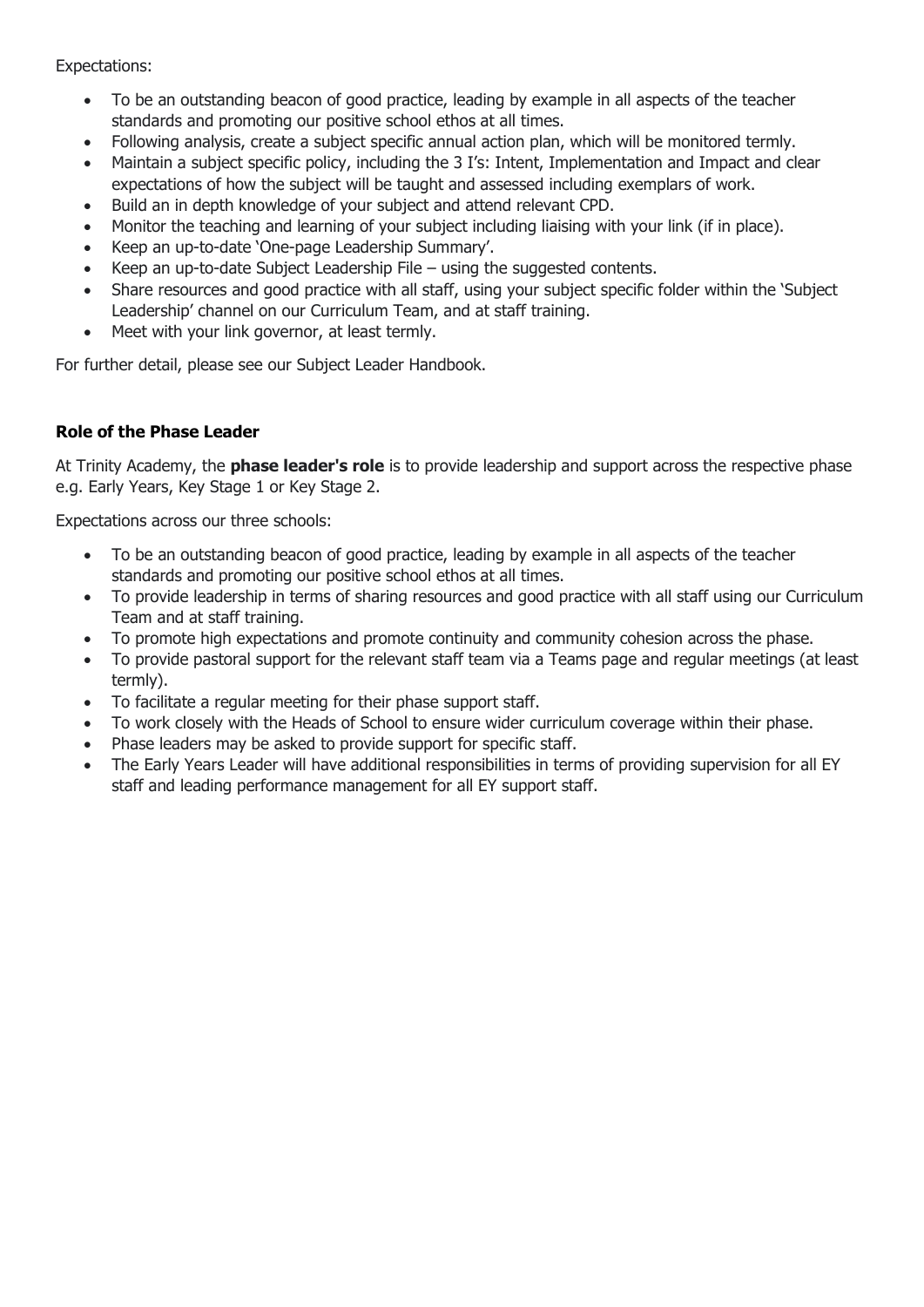Expectations:

- To be an outstanding beacon of good practice, leading by example in all aspects of the teacher standards and promoting our positive school ethos at all times.
- Following analysis, create a subject specific annual action plan, which will be monitored termly.
- Maintain a subject specific policy, including the 3 I's: Intent, Implementation and Impact and clear expectations of how the subject will be taught and assessed including exemplars of work.
- Build an in depth knowledge of your subject and attend relevant CPD.
- Monitor the teaching and learning of your subject including liaising with your link (if in place).
- Keep an up-to-date 'One-page Leadership Summary'.
- Keep an up-to-date Subject Leadership File – using the suggested contents.
- Share resources and good practice with all staff, using your subject specific folder within the 'Subject Leadership' channel on our Curriculum Team, and at staff training.
- Meet with your link governor, at least termly.

For further detail, please see our Subject Leader Handbook.

**Role of the Phase Leader**

At Trinity Academy, the **phase leader's role** is to provide leadership and support across the respective phase e.g. Early Years, Key Stage 1 or Key Stage 2.

Expectations across our three schools:

- To be an outstanding beacon of good practice, leading by example in all aspects of the teacher standards and promoting our positive school ethos at all times.
- To provide leadership in terms of sharing resources and good practice with all staff using our Curriculum Team and at staff training.
- To promote high expectations and promote continuity and community cohesion across the phase.
- To provide pastoral support for the relevant staff team via a Teams page and regular meetings (at least termly).
- To facilitate a regular meeting for their phase support staff.
- To work closely with the Heads of School to ensure wider curriculum coverage within their phase.
- Phase leaders may be asked to provide support for specific staff.
- The Early Years Leader will have additional responsibilities in terms of providing supervision for all EY staff and leading performance management for all EY support staff.